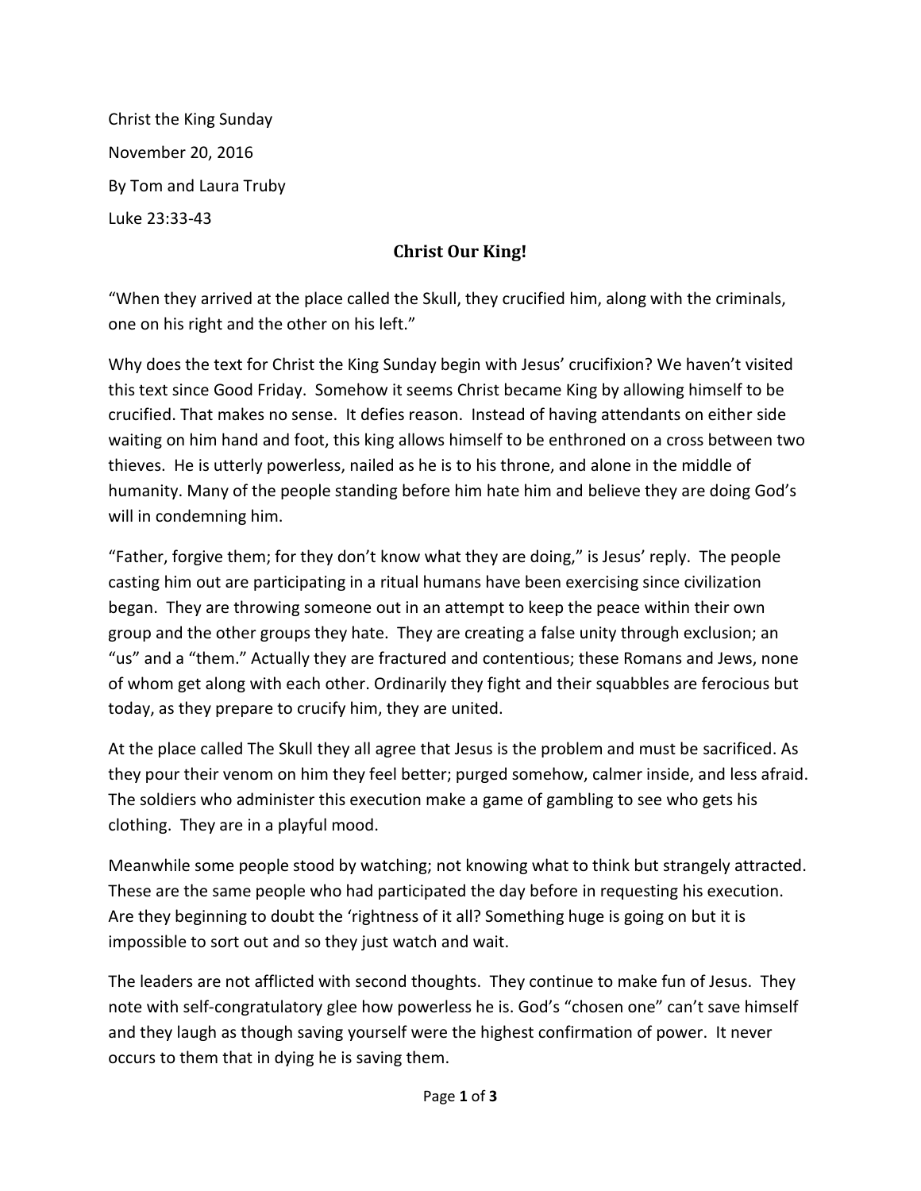Christ the King Sunday

November 20, 2016

By Tom and Laura Truby

Luke 23:33-43

## Christ Our King!

"When they arrived at the place called the Skull, they crucified him, along with the criminals, one on his right and the other on his left."

Why does the text for Christ the King Sunday begin with Jesus' crucifixion? We haven't visited this text since Good Friday. Somehow it seems Christ became King by allowing himself to be crucified. That makes no sense. It defies reason. Instead of having attendants on either side waiting on him hand and foot, this king allows himself to be enthroned on a cross between two thieves. He is utterly powerless, nailed as he is to his throne, and alone in the middle of humanity. Many of the people standing before him hate him and believe they are doing God's will in condemning him.

"Father, forgive them; for they don't know what they are doing," is Jesus' reply. The people casting him out are participating in a ritual humans have been exercising since civilization began. They are throwing someone out in an attempt to keep the peace within their own group and the other groups they hate. They are creating a false unity through exclusion; an "us" and a "them." Actually they are fractured and contentious; these Romans and Jews, none of whom get along with each other. Ordinarily they fight and their squabbles are ferocious but today, as they prepare to crucify him, they are united.

At the place called The Skull they all agree that Jesus is the problem and must be sacrificed. As they pour their venom on him they feel better; purged somehow, calmer inside, and less afraid. The soldiers who administer this execution make a game of gambling to see who gets his clothing. They are in a playful mood.

Meanwhile some people stood by watching; not knowing what to think but strangely attracted. These are the same people who had participated the day before in requesting his execution. Are they beginning to doubt the 'rightness of it all? Something huge is going on but it is impossible to sort out and so they just watch and wait.

The leaders are not afflicted with second thoughts. They continue to make fun of Jesus. They note with self-congratulatory glee how powerless he is. God's "chosen one" can't save himself and they laugh as though saving yourself were the highest confirmation of power. It never occurs to them that in dying he is saving them.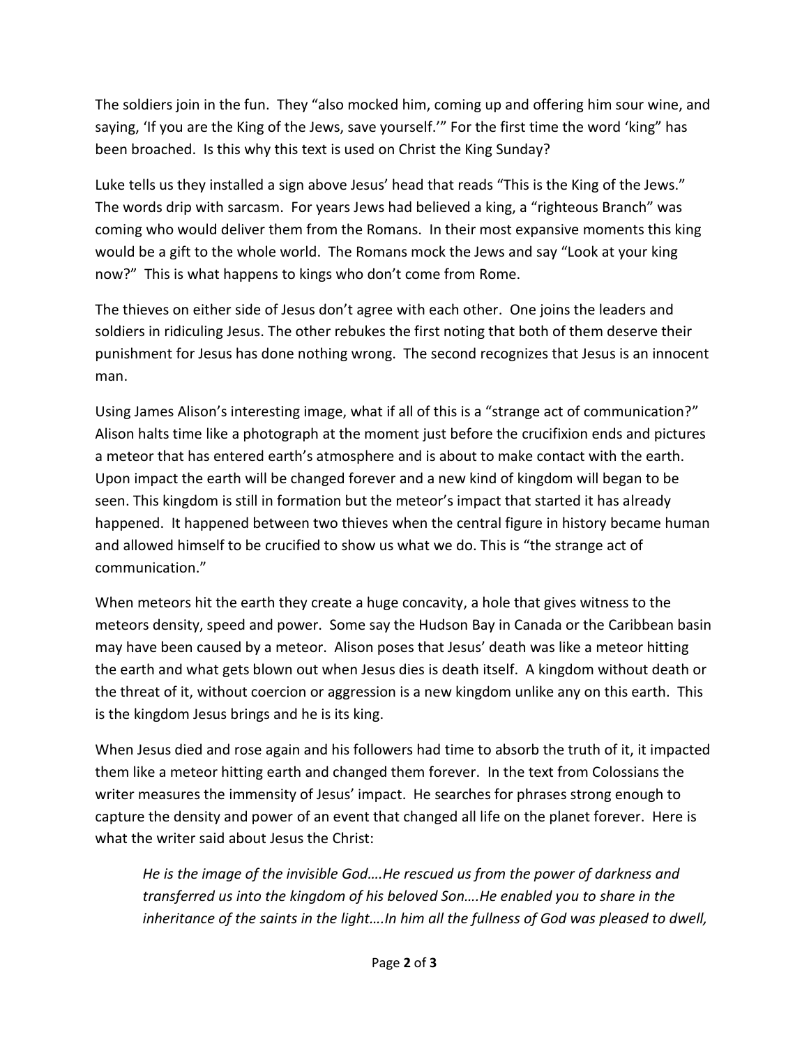The soldiers join in the fun. They "also mocked him, coming up and offering him sour wine, and saying, 'If you are the King of the Jews, save yourself.'" For the first time the word 'king" has been broached. Is this why this text is used on Christ the King Sunday?

Luke tells us they installed a sign above Jesus' head that reads "This is the King of the Jews." The words drip with sarcasm. For years Jews had believed a king, a "righteous Branch" was coming who would deliver them from the Romans. In their most expansive moments this king would be a gift to the whole world. The Romans mock the Jews and say "Look at your king now?" This is what happens to kings who don't come from Rome.

The thieves on either side of Jesus don't agree with each other. One joins the leaders and soldiers in ridiculing Jesus. The other rebukes the first noting that both of them deserve their punishment for Jesus has done nothing wrong. The second recognizes that Jesus is an innocent man.

Using James Alison's interesting image, what if all of this is a "strange act of communication?" Alison halts time like a photograph at the moment just before the crucifixion ends and pictures a meteor that has entered earth's atmosphere and is about to make contact with the earth. Upon impact the earth will be changed forever and a new kind of kingdom will began to be seen. This kingdom is still in formation but the meteor's impact that started it has already happened. It happened between two thieves when the central figure in history became human and allowed himself to be crucified to show us what we do. This is "the strange act of communication."

When meteors hit the earth they create a huge concavity, a hole that gives witness to the meteors density, speed and power. Some say the Hudson Bay in Canada or the Caribbean basin may have been caused by a meteor. Alison poses that Jesus' death was like a meteor hitting the earth and what gets blown out when Jesus dies is death itself. A kingdom without death or the threat of it, without coercion or aggression is a new kingdom unlike any on this earth. This is the kingdom Jesus brings and he is its king.

When Jesus died and rose again and his followers had time to absorb the truth of it, it impacted them like a meteor hitting earth and changed them forever. In the text from Colossians the writer measures the immensity of Jesus' impact. He searches for phrases strong enough to capture the density and power of an event that changed all life on the planet forever. Here is what the writer said about Jesus the Christ:

> *He is the image of the invisible God….He rescued us from the power of darkness and transferred us into the kingdom of his beloved Son….He enabled you to share in the inheritance of the saints in the light….In him all the fullness of God was pleased to dwell,*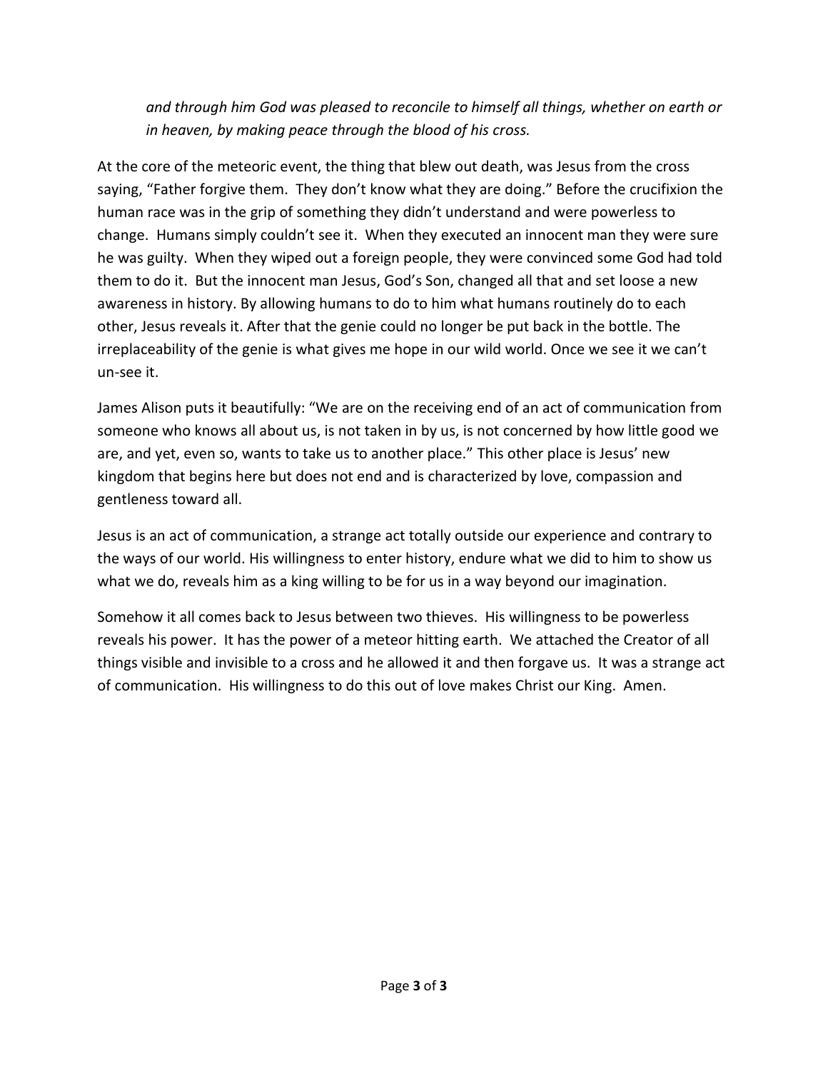*and through him God was pleased to reconcile to himself all things, whether on earth or in heaven, by making peace through the blood of his cross.*

At the core of the meteoric event, the thing that blew out death, was Jesus from the cross saying, "Father forgive them. They don't know what they are doing." Before the crucifixion the human race was in the grip of something they didn't understand and were powerless to change. Humans simply couldn't see it. When they executed an innocent man they were sure he was guilty. When they wiped out a foreign people, they were convinced some God had told them to do it. But the innocent man Jesus, God's Son, changed all that and set loose a new awareness in history. By allowing humans to do to him what humans routinely do to each other, Jesus reveals it. After that the genie could no longer be put back in the bottle. The irreplaceability of the genie is what gives me hope in our wild world. Once we see it we can't un-see it.

James Alison puts it beautifully: "We are on the receiving end of an act of communication from someone who knows all about us, is not taken in by us, is not concerned by how little good we are, and yet, even so, wants to take us to another place." This other place is Jesus' new kingdom that begins here but does not end and is characterized by love, compassion and gentleness toward all.

Jesus is an act of communication, a strange act totally outside our experience and contrary to the ways of our world. His willingness to enter history, endure what we did to him to show us what we do, reveals him as a king willing to be for us in a way beyond our imagination.

Somehow it all comes back to Jesus between two thieves. His willingness to be powerless reveals his power. It has the power of a meteor hitting earth. We attached the Creator of all things visible and invisible to a cross and he allowed it and then forgave us. It was a strange act of communication. His willingness to do this out of love makes Christ our King. Amen.